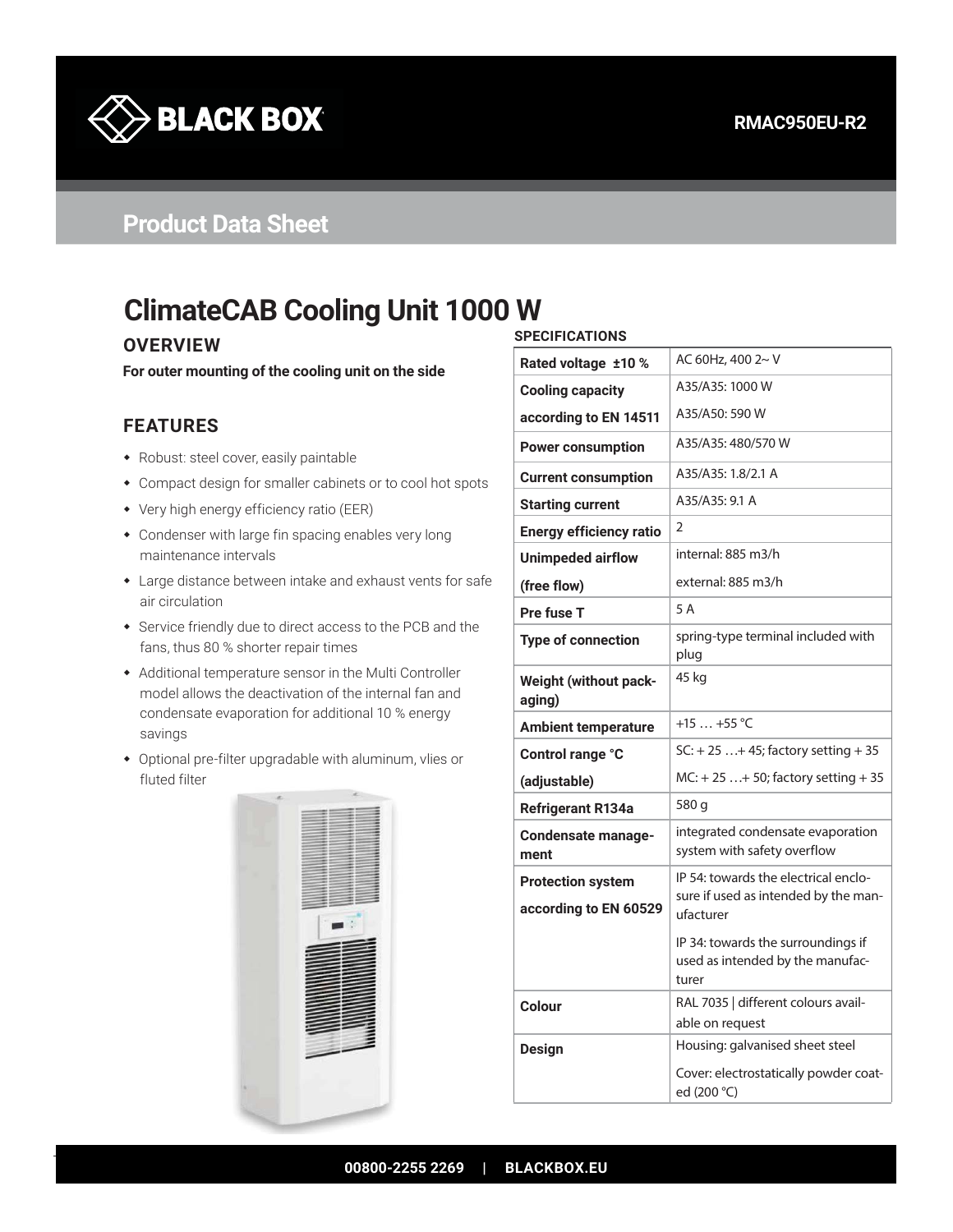RMAC950EU-R2

Product Data Sheet

# ClimateCAB Cooling Unit 1000 W

## OVERVIEW

**For outer mounting of the cooling unit on the side**

## FEATURES

- Robust: steel cover, easily paintable
- Compact design for smaller cabinets or to cool hot spots
- Very high energy efficiency ratio (EER)
- Condenser with large fin spacing enables very long maintenance intervals
- Large distance between intake and exhaust vents for safe air circulation
- Service friendly due to direct access to the PCB and the fans, thus 80 % shorter repair times
- Additional temperature sensor in the Multi Controller model allows the deactivation of the internal fan and condensate evaporation for additional 10 % energy savings
- Optional pre-filter upgradable with aluminum, vlies or fluted filter

## SPECIFICATIONS

| | |
|---|---|
| **Rated voltage ±10 %** | AC 60Hz, 400 2~ V |
| **Cooling capacity according to EN 14511** | A35/A35: 1000 W<br>A35/A50: 590 W |
| **Power consumption** | A35/A35: 480/570 W |
| **Current consumption** | A35/A35: 1.8/2.1 A |
| **Starting current** | A35/A35: 9.1 A |
| **Energy efficiency ratio** | 2 |
| **Unimpeded airflow (free flow)** | internal: 885 m3/h<br>external: 885 m3/h |
| **Pre fuse T** | 5 A |
| **Type of connection** | spring-type terminal included with plug |
| **Weight (without packaging)** | 45 kg |
| **Ambient temperature** | +15 … +55 °C |
| **Control range °C (adjustable)** | SC: + 25 …+ 45; factory setting + 35<br>MC: + 25 …+ 50; factory setting + 35 |
| **Refrigerant R134a** | 580 g |
| **Condensate management** | integrated condensate evaporation system with safety overflow |
| **Protection system according to EN 60529** | IP 54: towards the electrical enclosure if used as intended by the manufacturer<br>IP 34: towards the surroundings if used as intended by the manufacturer |
| **Colour** | RAL 7035 \| different colours available on request |
| **Design** | Housing: galvanised sheet steel<br>Cover: electrostatically powder coated (200 °C) |

00800-2255 2269 | BLACKBOX.EU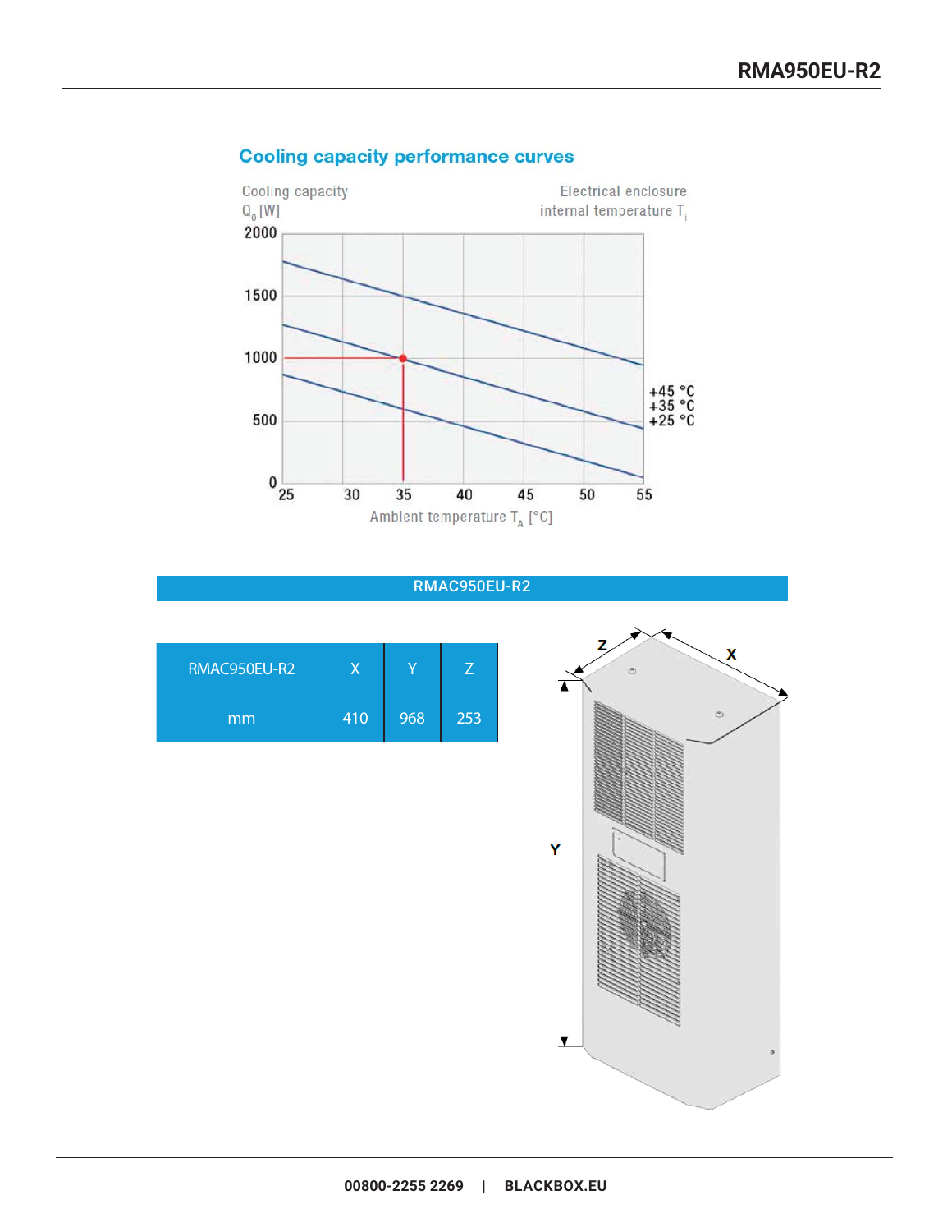## Cooling capacity performance curves

Cooling capacity

$Q_0$ [W]

Electrical enclosure

internal temperature $T_i$

2000

1500

1000

500

0

25 30 35 40 45 50 55

Ambient temperature $T_A$ [°C]

+45 °C

+35 °C

+25 °C

## RMAC950EU-R2

| RMAC950EU-R2 | X | Y | Z |
|---|---|---|---|
| mm | 410 | 968 | 253 |

Z

X

Y